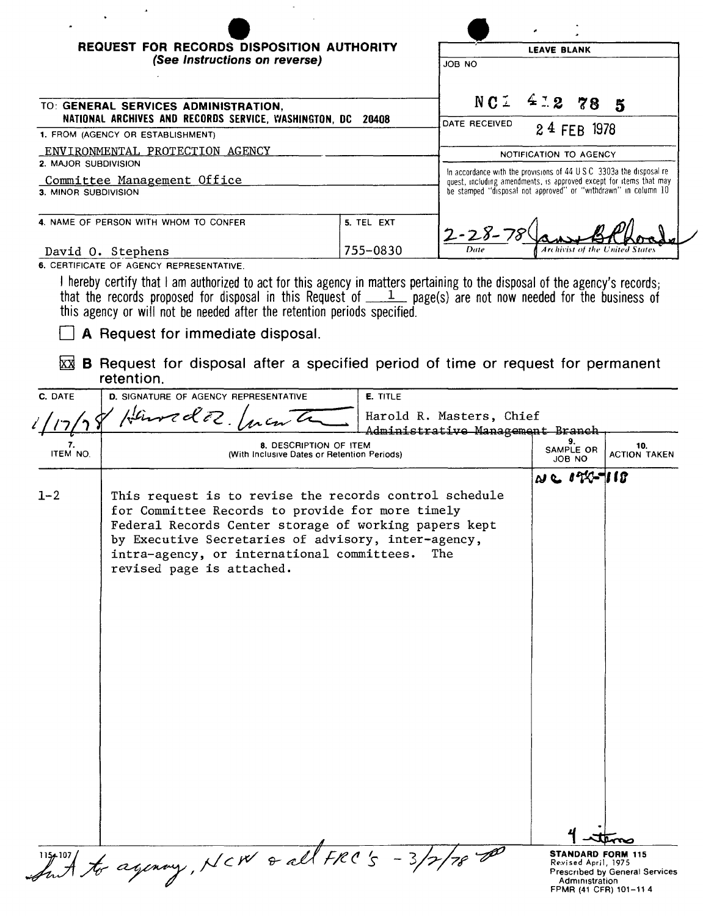# REQUEST FOR RECORDS DISPOSITION AUTHORITY

*(See Instructions on reverse)*

| LEAVE BLANK |
|---|
| JOB NO: NC1 412 78 5 |
| DATE RECEIVED: 24 FEB 1978 |
| NOTIFICATION TO AGENCY |
| In accordance with the provisions of 44 U.S.C. 3303a the disposal request, including amendments, is approved except for items that may be stamped "disposal not approved" or "withdrawn" in column 10 |
| 2-28-78 (Date) — James B. Rhoads (Archivist of the United States) |

TO: **GENERAL SERVICES ADMINISTRATION, NATIONAL ARCHIVES AND RECORDS SERVICE, WASHINGTON, DC 20408**

1. FROM (AGENCY OR ESTABLISHMENT): ENVIRONMENTAL PROTECTION AGENCY

2. MAJOR SUBDIVISION: Committee Management Office

3. MINOR SUBDIVISION:

4. NAME OF PERSON WITH WHOM TO CONFER: David O. Stephens

5. TEL EXT: 755-0830

6. CERTIFICATE OF AGENCY REPRESENTATIVE.

I hereby certify that I am authorized to act for this agency in matters pertaining to the disposal of the agency's records; that the records proposed for disposal in this Request of 1 page(s) are not now needed for the business of this agency or will not be needed after the retention periods specified.

☐ **A** Request for immediate disposal.

☒ **B** Request for disposal after a specified period of time or request for permanent retention.

| C. DATE | D. SIGNATURE OF AGENCY REPRESENTATIVE | E. TITLE |
|---|---|---|
| 1/17/78 | Harold R. Masters | Harold R. Masters, Chief ~~Administrative Management Branch~~ |

| 7. ITEM NO. | 8. DESCRIPTION OF ITEM (With Inclusive Dates or Retention Periods) | 9. SAMPLE OR JOB NO | 10. ACTION TAKEN |
|---|---|---|---|
| 1-2 | This request is to revise the records control schedule for Committee Records to provide for more timely Federal Records Center storage of working papers kept by Executive Secretaries of advisory, inter-agency, intra-agency, or international committees. The revised page is attached. | NC 170-118 | |
| | | 4 items | |

Sent to agency, NCW & all FRC's - 3/2/78

115-107

**STANDARD FORM 115**
Revised April, 1975
Prescribed by General Services Administration
FPMR (41 CFR) 101-11.4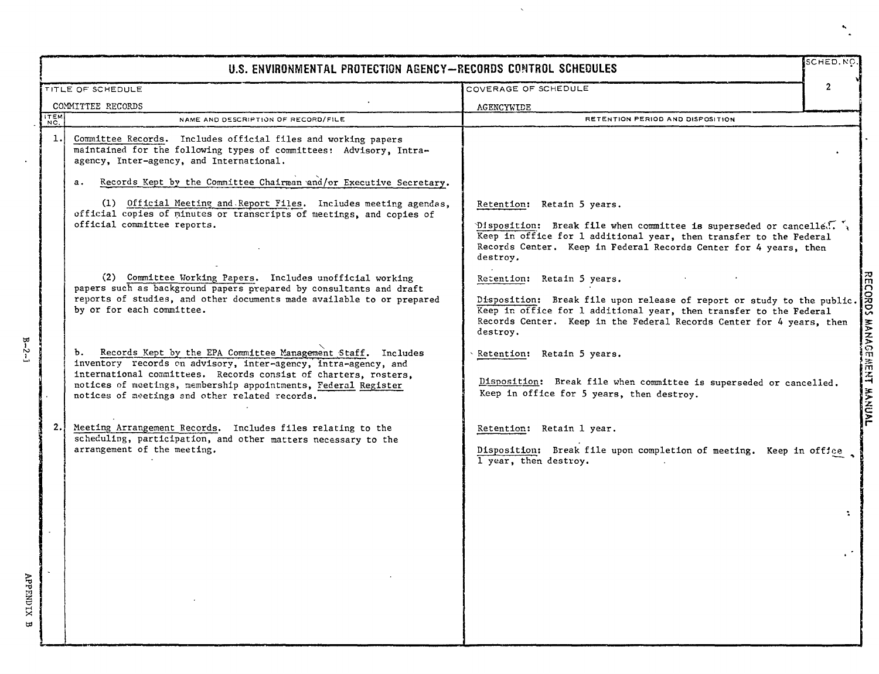# U.S. ENVIRONMENTAL PROTECTION AGENCY—RECORDS CONTROL SCHEDULES

| TITLE OF SCHEDULE | COVERAGE OF SCHEDULE | SCHED. NO. |
|---|---|---|
| COMMITTEE RECORDS | AGENCYWIDE | 2 |

| ITEM NO. | NAME AND DESCRIPTION OF RECORD/FILE | RETENTION PERIOD AND DISPOSITION |
|---|---|---|
| 1. | Committee Records. Includes official files and working papers maintained for the following types of committees: Advisory, Intra-agency, Inter-agency, and International. | |
| | a. Records Kept by the Committee Chairman and/or Executive Secretary. | |
| | (1) Official Meeting and Report Files. Includes meeting agendas, official copies of minutes or transcripts of meetings, and copies of official committee reports. | Retention: Retain 5 years.<br><br>Disposition: Break file when committee is superseded or cancelled. Keep in office for 1 additional year, then transfer to the Federal Records Center. Keep in Federal Records Center for 4 years, then destroy. |
| | (2) Committee Working Papers. Includes unofficial working papers such as background papers prepared by consultants and draft reports of studies, and other documents made available to or prepared by or for each committee. | Retention: Retain 5 years.<br><br>Disposition: Break file upon release of report or study to the public. Keep in office for 1 additional year, then transfer to the Federal Records Center. Keep in the Federal Records Center for 4 years, then destroy. |
| | b. Records Kept by the EPA Committee Management Staff. Includes inventory records on advisory, inter-agency, intra-agency, and international committees. Records consist of charters, rosters, notices of meetings, membership appointments, Federal Register notices of meetings and other related records. | Retention: Retain 5 years.<br><br>Disposition: Break file when committee is superseded or cancelled. Keep in office for 5 years, then destroy. |
| 2. | Meeting Arrangement Records. Includes files relating to the scheduling, participation, and other matters necessary to the arrangement of the meeting. | Retention: Retain 1 year.<br><br>Disposition: Break file upon completion of meeting. Keep in office 1 year, then destroy. |